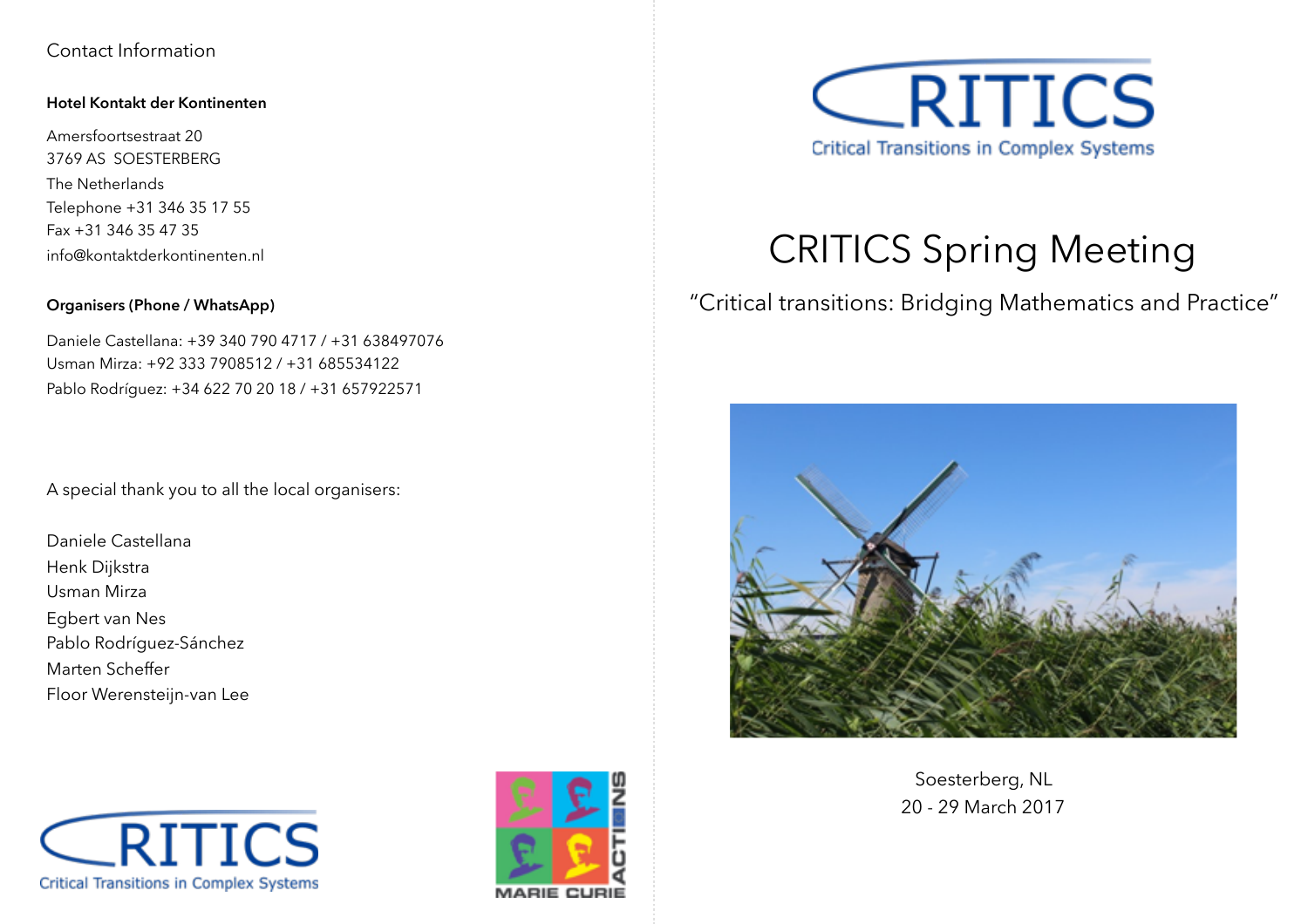Contact Information

**Hotel Kontakt der Kontinenten**

Amersfoortsestraat 20
3769 AS SOESTERBERG
The Netherlands
Telephone +31 346 35 17 55
Fax +31 346 35 47 35
info@kontaktderkontinenten.nl

**Organisers (Phone / WhatsApp)**

Daniele Castellana: +39 340 790 4717 / +31 638497076
Usman Mirza: +92 333 7908512 / +31 685534122
Pablo Rodríguez: +34 622 70 20 18 / +31 657922571

A special thank you to all the local organisers:

Daniele Castellana
Henk Dijkstra
Usman Mirza
Egbert van Nes
Pablo Rodríguez-Sánchez
Marten Scheffer
Floor Werensteijn-van Lee

CRITICS
Critical Transitions in Complex Systems

MARIE CURIE ACTIONS

CRITICS
Critical Transitions in Complex Systems

# CRITICS Spring Meeting

"Critical transitions: Bridging Mathematics and Practice"

Soesterberg, NL
20 - 29 March 2017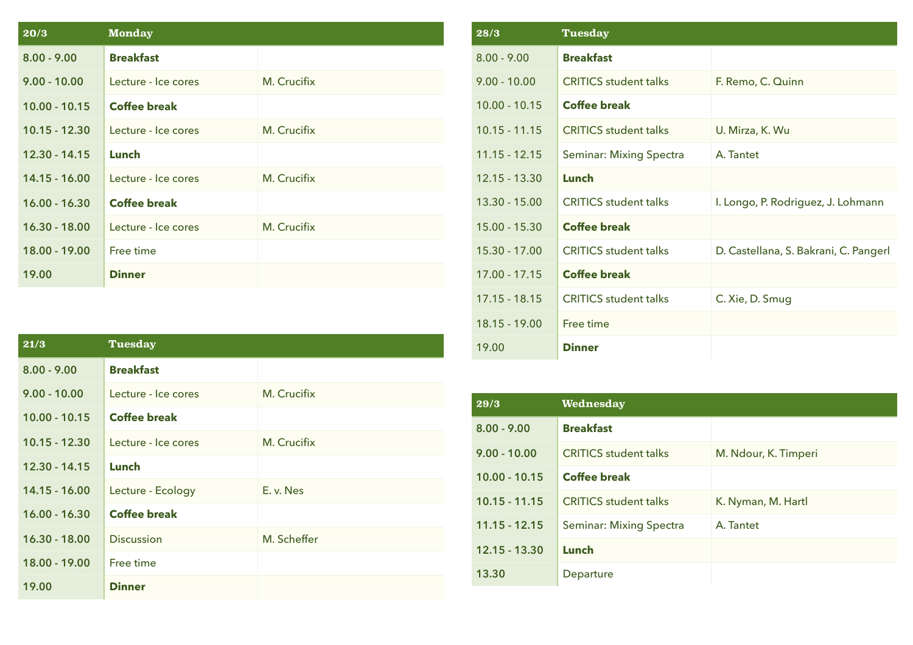| 20/3 | Monday | |
|---|---|---|
| 8.00 - 9.00 | **Breakfast** | |
| 9.00 - 10.00 | Lecture - Ice cores | M. Crucifix |
| 10.00 - 10.15 | **Coffee break** | |
| 10.15 - 12.30 | Lecture - Ice cores | M. Crucifix |
| 12.30 - 14.15 | **Lunch** | |
| 14.15 - 16.00 | Lecture - Ice cores | M. Crucifix |
| 16.00 - 16.30 | **Coffee break** | |
| 16.30 - 18.00 | Lecture - Ice cores | M. Crucifix |
| 18.00 - 19.00 | Free time | |
| 19.00 | **Dinner** | |

| 21/3 | Tuesday | |
|---|---|---|
| 8.00 - 9.00 | **Breakfast** | |
| 9.00 - 10.00 | Lecture - Ice cores | M. Crucifix |
| 10.00 - 10.15 | **Coffee break** | |
| 10.15 - 12.30 | Lecture - Ice cores | M. Crucifix |
| 12.30 - 14.15 | **Lunch** | |
| 14.15 - 16.00 | Lecture - Ecology | E. v. Nes |
| 16.00 - 16.30 | **Coffee break** | |
| 16.30 - 18.00 | Discussion | M. Scheffer |
| 18.00 - 19.00 | Free time | |
| 19.00 | **Dinner** | |

| 28/3 | Tuesday | |
|---|---|---|
| 8.00 - 9.00 | **Breakfast** | |
| 9.00 - 10.00 | CRITICS student talks | F. Remo, C. Quinn |
| 10.00 - 10.15 | **Coffee break** | |
| 10.15 - 11.15 | CRITICS student talks | U. Mirza, K. Wu |
| 11.15 - 12.15 | Seminar: Mixing Spectra | A. Tantet |
| 12.15 - 13.30 | **Lunch** | |
| 13.30 - 15.00 | CRITICS student talks | I. Longo, P. Rodriguez, J. Lohmann |
| 15.00 - 15.30 | **Coffee break** | |
| 15.30 - 17.00 | CRITICS student talks | D. Castellana, S. Bakrani, C. Pangerl |
| 17.00 - 17.15 | **Coffee break** | |
| 17.15 - 18.15 | CRITICS student talks | C. Xie, D. Smug |
| 18.15 - 19.00 | Free time | |
| 19.00 | **Dinner** | |

| 29/3 | Wednesday | |
|---|---|---|
| 8.00 - 9.00 | **Breakfast** | |
| 9.00 - 10.00 | CRITICS student talks | M. Ndour, K. Timperi |
| 10.00 - 10.15 | **Coffee break** | |
| 10.15 - 11.15 | CRITICS student talks | K. Nyman, M. Hartl |
| 11.15 - 12.15 | Seminar: Mixing Spectra | A. Tantet |
| 12.15 - 13.30 | **Lunch** | |
| 13.30 | Departure | |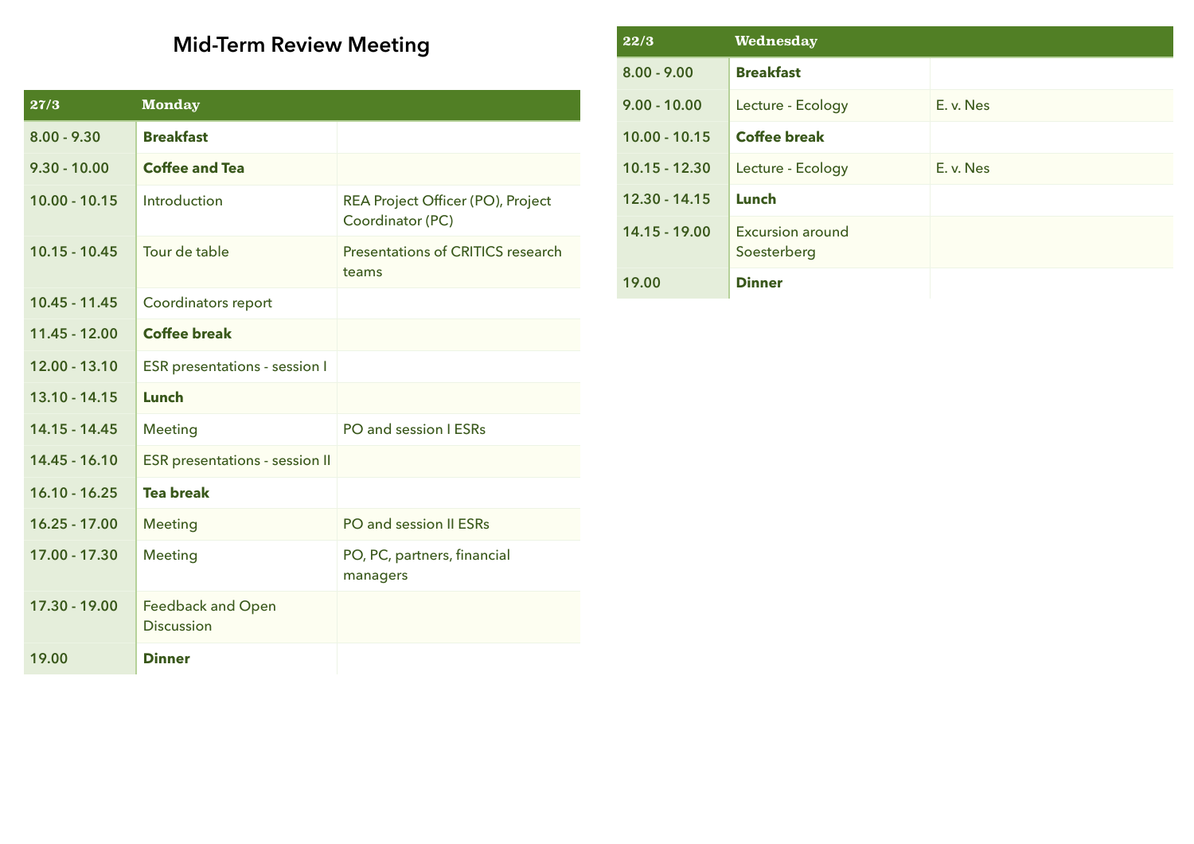# Mid-Term Review Meeting

| 27/3 | Monday | |
|---|---|---|
| 8.00 - 9.30 | **Breakfast** | |
| 9.30 - 10.00 | **Coffee and Tea** | |
| 10.00 - 10.15 | Introduction | REA Project Officer (PO), Project Coordinator (PC) |
| 10.15 - 10.45 | Tour de table | Presentations of CRITICS research teams |
| 10.45 - 11.45 | Coordinators report | |
| 11.45 - 12.00 | **Coffee break** | |
| 12.00 - 13.10 | ESR presentations - session I | |
| 13.10 - 14.15 | **Lunch** | |
| 14.15 - 14.45 | Meeting | PO and session I ESRs |
| 14.45 - 16.10 | ESR presentations - session II | |
| 16.10 - 16.25 | **Tea break** | |
| 16.25 - 17.00 | Meeting | PO and session II ESRs |
| 17.00 - 17.30 | Meeting | PO, PC, partners, financial managers |
| 17.30 - 19.00 | Feedback and Open Discussion | |
| 19.00 | **Dinner** | |

| 22/3 | Wednesday | |
|---|---|---|
| 8.00 - 9.00 | **Breakfast** | |
| 9.00 - 10.00 | Lecture - Ecology | E. v. Nes |
| 10.00 - 10.15 | **Coffee break** | |
| 10.15 - 12.30 | Lecture - Ecology | E. v. Nes |
| 12.30 - 14.15 | **Lunch** | |
| 14.15 - 19.00 | Excursion around Soesterberg | |
| 19.00 | **Dinner** | |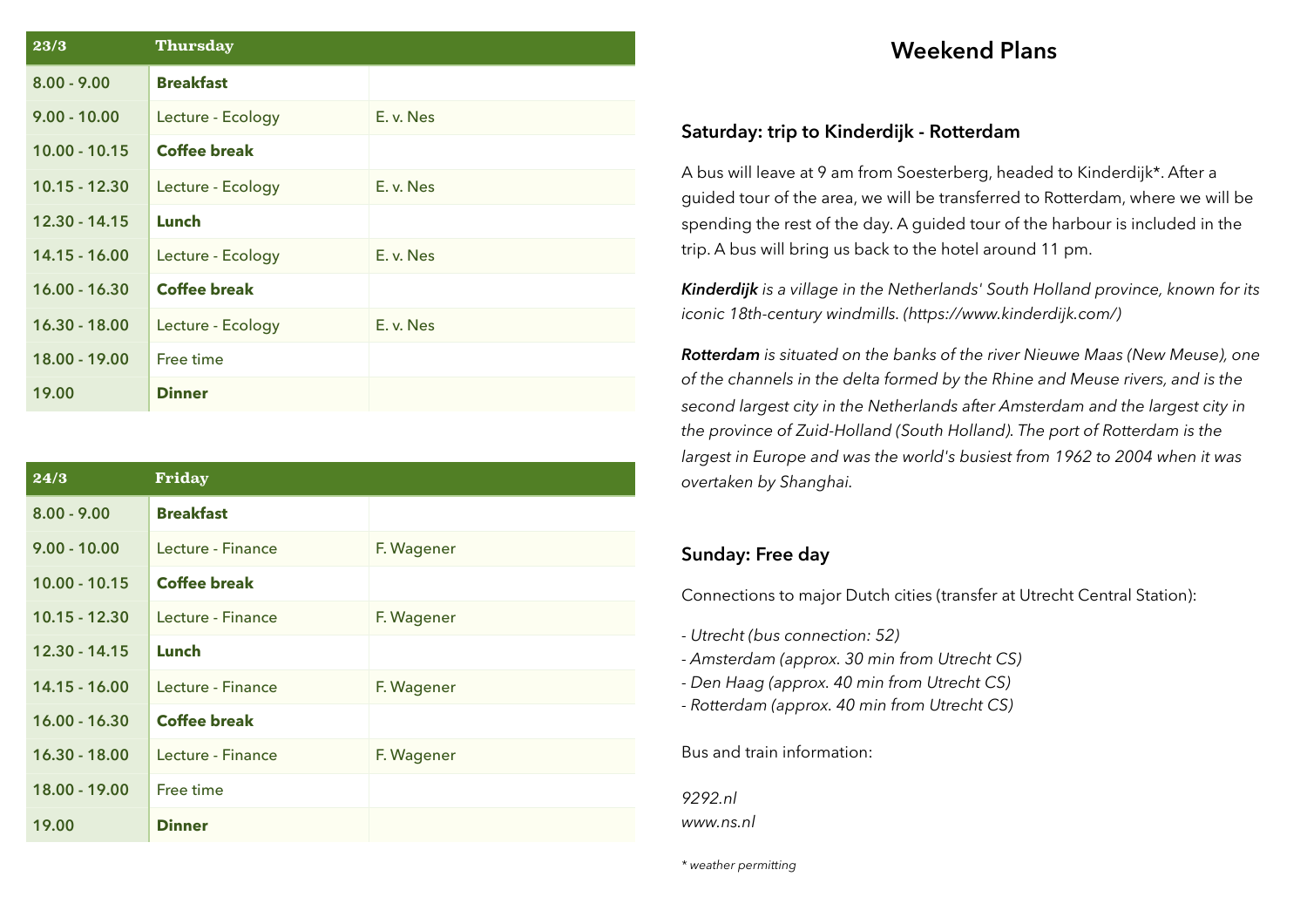| 23/3 | Thursday | |
|---|---|---|
| 8.00 - 9.00 | **Breakfast** | |
| 9.00 - 10.00 | Lecture - Ecology | E. v. Nes |
| 10.00 - 10.15 | **Coffee break** | |
| 10.15 - 12.30 | Lecture - Ecology | E. v. Nes |
| 12.30 - 14.15 | **Lunch** | |
| 14.15 - 16.00 | Lecture - Ecology | E. v. Nes |
| 16.00 - 16.30 | **Coffee break** | |
| 16.30 - 18.00 | Lecture - Ecology | E. v. Nes |
| 18.00 - 19.00 | Free time | |
| 19.00 | **Dinner** | |

| 24/3 | Friday | |
|---|---|---|
| 8.00 - 9.00 | **Breakfast** | |
| 9.00 - 10.00 | Lecture - Finance | F. Wagener |
| 10.00 - 10.15 | **Coffee break** | |
| 10.15 - 12.30 | Lecture - Finance | F. Wagener |
| 12.30 - 14.15 | **Lunch** | |
| 14.15 - 16.00 | Lecture - Finance | F. Wagener |
| 16.00 - 16.30 | **Coffee break** | |
| 16.30 - 18.00 | Lecture - Finance | F. Wagener |
| 18.00 - 19.00 | Free time | |
| 19.00 | **Dinner** | |

# Weekend Plans

## Saturday: trip to Kinderdijk - Rotterdam

A bus will leave at 9 am from Soesterberg, headed to Kinderdijk*. After a guided tour of the area, we will be transferred to Rotterdam, where we will be spending the rest of the day. A guided tour of the harbour is included in the trip. A bus will bring us back to the hotel around 11 pm.

***Kinderdijk*** *is a village in the Netherlands' South Holland province, known for its iconic 18th-century windmills. (https://www.kinderdijk.com/)*

***Rotterdam*** *is situated on the banks of the river Nieuwe Maas (New Meuse), one of the channels in the delta formed by the Rhine and Meuse rivers, and is the second largest city in the Netherlands after Amsterdam and the largest city in the province of Zuid-Holland (South Holland). The port of Rotterdam is the largest in Europe and was the world's busiest from 1962 to 2004 when it was overtaken by Shanghai.*

## Sunday: Free day

Connections to major Dutch cities (transfer at Utrecht Central Station):

- *Utrecht (bus connection: 52)*
- *Amsterdam (approx. 30 min from Utrecht CS)*
- *Den Haag (approx. 40 min from Utrecht CS)*
- *Rotterdam (approx. 40 min from Utrecht CS)*

Bus and train information:

*9292.nl*
*www.ns.nl*

*\* weather permitting*